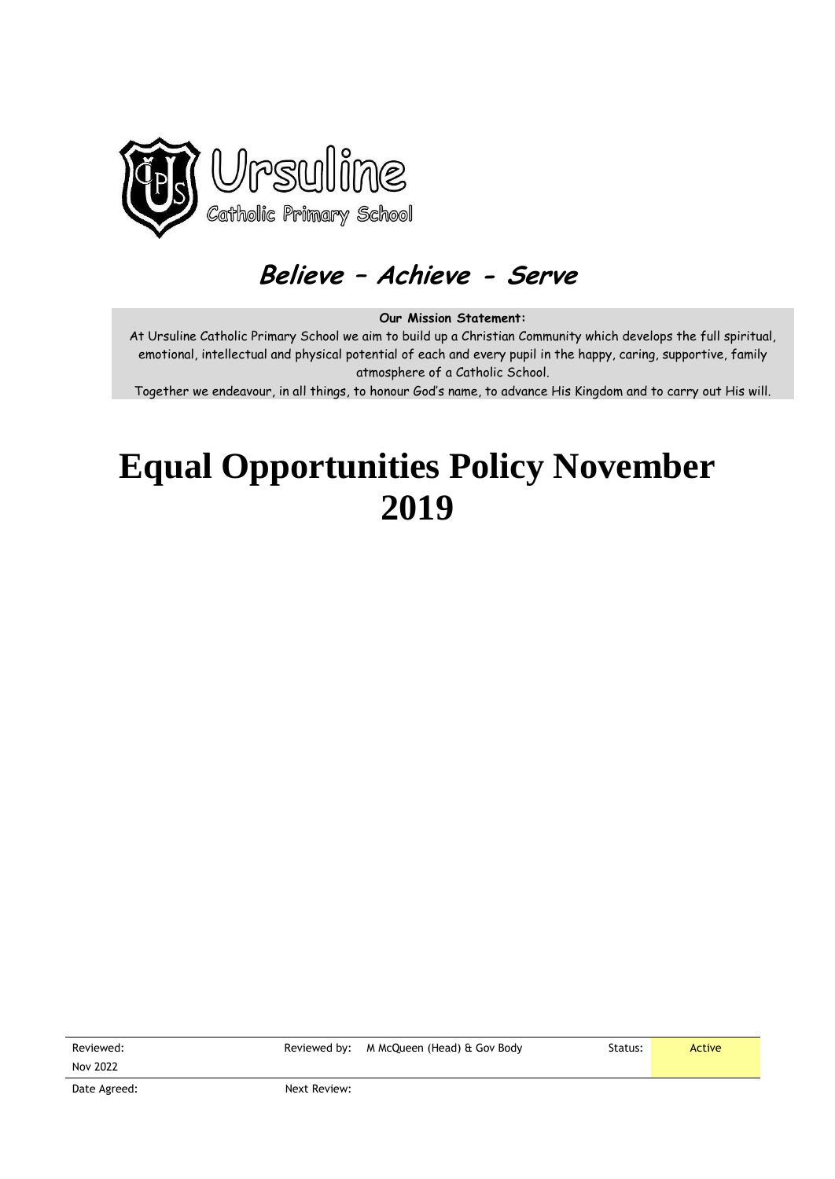Ursuline
Catholic Primary School

***Believe – Achieve - Serve***

**Our Mission Statement:**

At Ursuline Catholic Primary School we aim to build up a Christian Community which develops the full spiritual, emotional, intellectual and physical potential of each and every pupil in the happy, caring, supportive, family atmosphere of a Catholic School.

Together we endeavour, in all things, to honour God's name, to advance His Kingdom and to carry out His will.

# Equal Opportunities Policy November 2019

| Reviewed: Nov 2022 | Reviewed by: | M McQueen (Head) & Gov Body | Status: | Active |
|---|---|---|---|---|
| Date Agreed: | Next Review: | | | |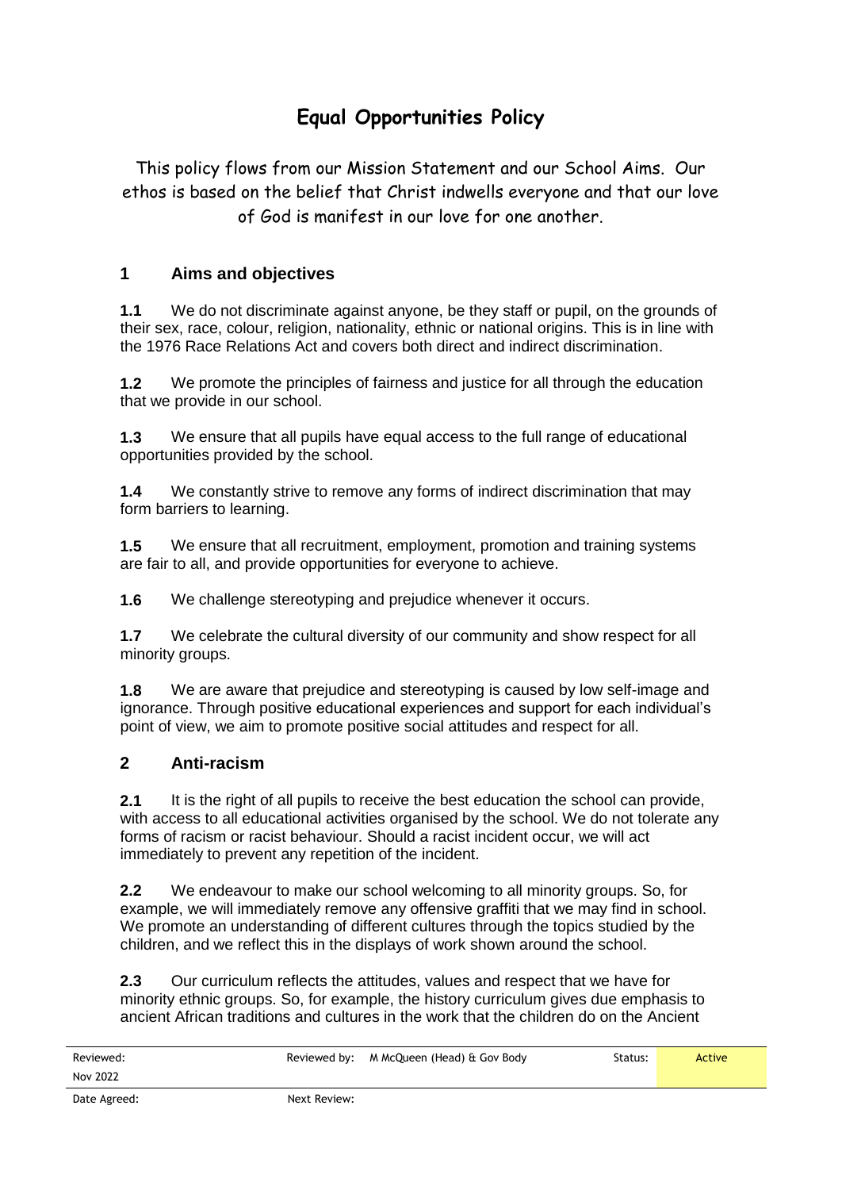# Equal Opportunities Policy

This policy flows from our Mission Statement and our School Aims. Our ethos is based on the belief that Christ indwells everyone and that our love of God is manifest in our love for one another.

## 1 Aims and objectives

**1.1** We do not discriminate against anyone, be they staff or pupil, on the grounds of their sex, race, colour, religion, nationality, ethnic or national origins. This is in line with the 1976 Race Relations Act and covers both direct and indirect discrimination.

**1.2** We promote the principles of fairness and justice for all through the education that we provide in our school.

**1.3** We ensure that all pupils have equal access to the full range of educational opportunities provided by the school.

**1.4** We constantly strive to remove any forms of indirect discrimination that may form barriers to learning.

**1.5** We ensure that all recruitment, employment, promotion and training systems are fair to all, and provide opportunities for everyone to achieve.

**1.6** We challenge stereotyping and prejudice whenever it occurs.

**1.7** We celebrate the cultural diversity of our community and show respect for all minority groups.

**1.8** We are aware that prejudice and stereotyping is caused by low self-image and ignorance. Through positive educational experiences and support for each individual's point of view, we aim to promote positive social attitudes and respect for all.

## 2 Anti-racism

**2.1** It is the right of all pupils to receive the best education the school can provide, with access to all educational activities organised by the school. We do not tolerate any forms of racism or racist behaviour. Should a racist incident occur, we will act immediately to prevent any repetition of the incident.

**2.2** We endeavour to make our school welcoming to all minority groups. So, for example, we will immediately remove any offensive graffiti that we may find in school. We promote an understanding of different cultures through the topics studied by the children, and we reflect this in the displays of work shown around the school.

**2.3** Our curriculum reflects the attitudes, values and respect that we have for minority ethnic groups. So, for example, the history curriculum gives due emphasis to ancient African traditions and cultures in the work that the children do on the Ancient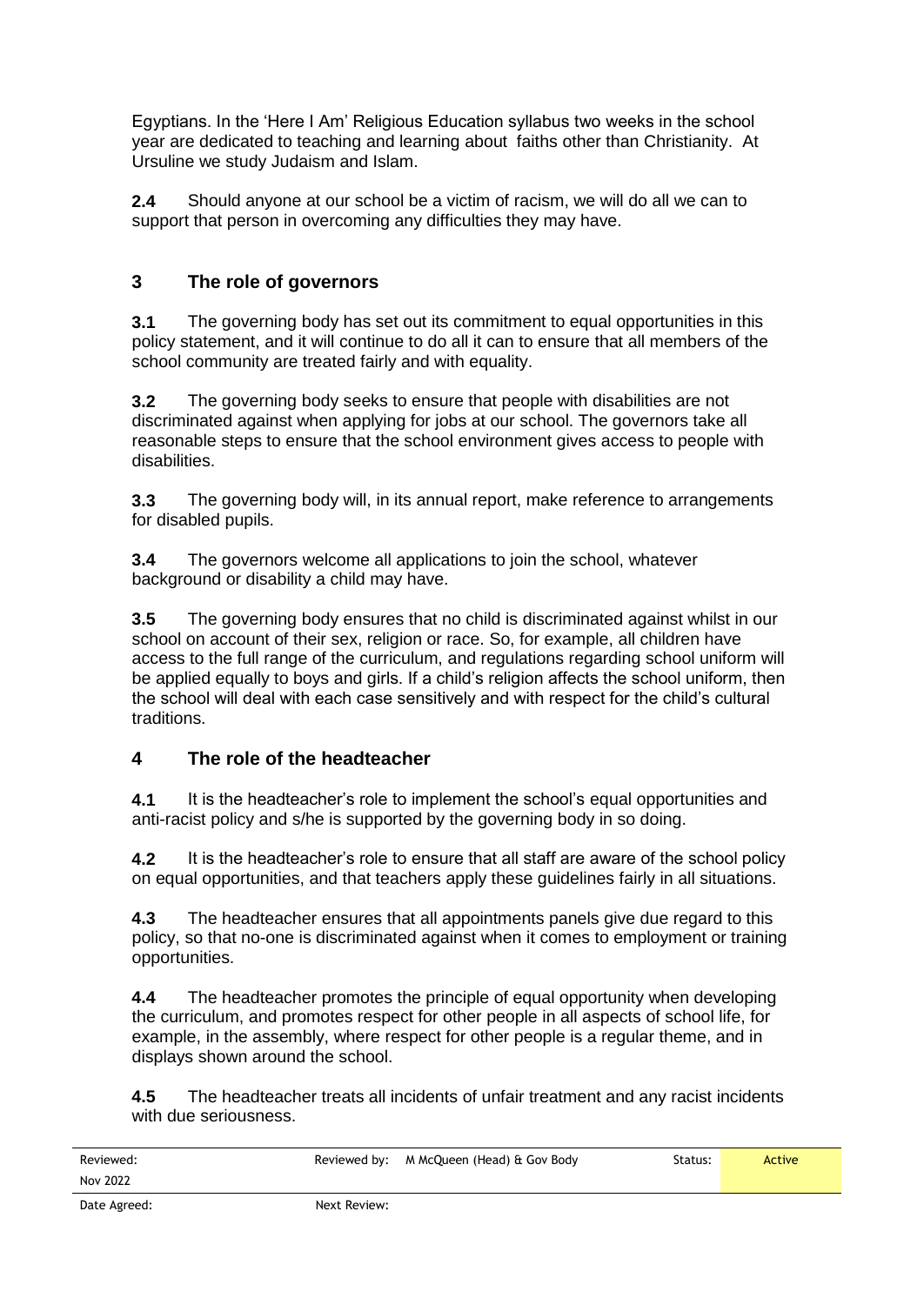Egyptians. In the 'Here I Am' Religious Education syllabus two weeks in the school year are dedicated to teaching and learning about faiths other than Christianity. At Ursuline we study Judaism and Islam.

**2.4** Should anyone at our school be a victim of racism, we will do all we can to support that person in overcoming any difficulties they may have.

## 3 The role of governors

**3.1** The governing body has set out its commitment to equal opportunities in this policy statement, and it will continue to do all it can to ensure that all members of the school community are treated fairly and with equality.

**3.2** The governing body seeks to ensure that people with disabilities are not discriminated against when applying for jobs at our school. The governors take all reasonable steps to ensure that the school environment gives access to people with disabilities.

**3.3** The governing body will, in its annual report, make reference to arrangements for disabled pupils.

**3.4** The governors welcome all applications to join the school, whatever background or disability a child may have.

**3.5** The governing body ensures that no child is discriminated against whilst in our school on account of their sex, religion or race. So, for example, all children have access to the full range of the curriculum, and regulations regarding school uniform will be applied equally to boys and girls. If a child's religion affects the school uniform, then the school will deal with each case sensitively and with respect for the child's cultural traditions.

## 4 The role of the headteacher

**4.1** It is the headteacher's role to implement the school's equal opportunities and anti-racist policy and s/he is supported by the governing body in so doing.

**4.2** It is the headteacher's role to ensure that all staff are aware of the school policy on equal opportunities, and that teachers apply these guidelines fairly in all situations.

**4.3** The headteacher ensures that all appointments panels give due regard to this policy, so that no-one is discriminated against when it comes to employment or training opportunities.

**4.4** The headteacher promotes the principle of equal opportunity when developing the curriculum, and promotes respect for other people in all aspects of school life, for example, in the assembly, where respect for other people is a regular theme, and in displays shown around the school.

**4.5** The headteacher treats all incidents of unfair treatment and any racist incidents with due seriousness.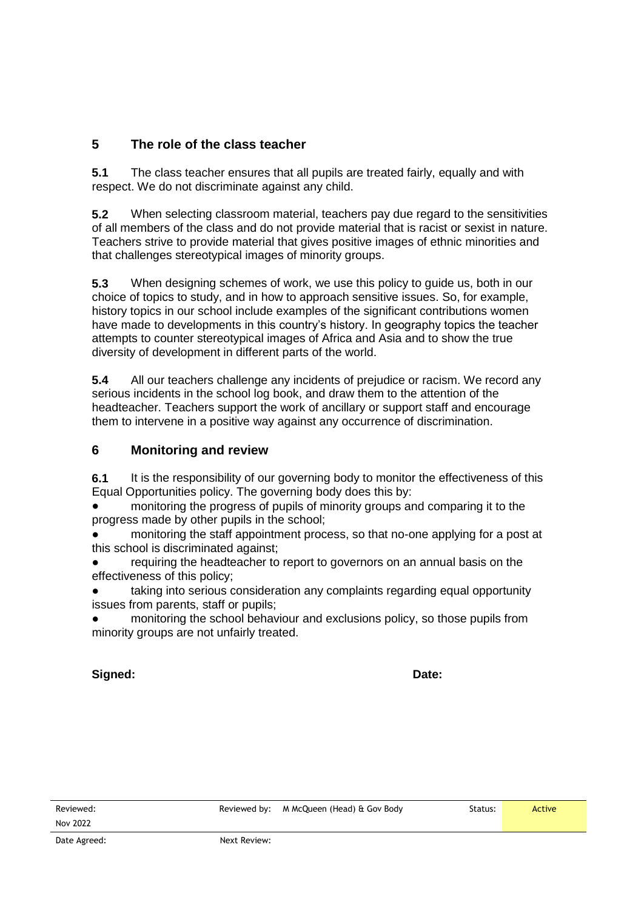## 5 The role of the class teacher

**5.1** The class teacher ensures that all pupils are treated fairly, equally and with respect. We do not discriminate against any child.

**5.2** When selecting classroom material, teachers pay due regard to the sensitivities of all members of the class and do not provide material that is racist or sexist in nature. Teachers strive to provide material that gives positive images of ethnic minorities and that challenges stereotypical images of minority groups.

**5.3** When designing schemes of work, we use this policy to guide us, both in our choice of topics to study, and in how to approach sensitive issues. So, for example, history topics in our school include examples of the significant contributions women have made to developments in this country's history. In geography topics the teacher attempts to counter stereotypical images of Africa and Asia and to show the true diversity of development in different parts of the world.

**5.4** All our teachers challenge any incidents of prejudice or racism. We record any serious incidents in the school log book, and draw them to the attention of the headteacher. Teachers support the work of ancillary or support staff and encourage them to intervene in a positive way against any occurrence of discrimination.

## 6 Monitoring and review

**6.1** It is the responsibility of our governing body to monitor the effectiveness of this Equal Opportunities policy. The governing body does this by:

- monitoring the progress of pupils of minority groups and comparing it to the progress made by other pupils in the school;
- monitoring the staff appointment process, so that no-one applying for a post at this school is discriminated against;
- requiring the headteacher to report to governors on an annual basis on the effectiveness of this policy;
- taking into serious consideration any complaints regarding equal opportunity issues from parents, staff or pupils;
- monitoring the school behaviour and exclusions policy, so those pupils from minority groups are not unfairly treated.

**Signed:** **Date:**

| | | | |
|---|---|---|---|
| Reviewed: Nov 2022 | Reviewed by: M McQueen (Head) & Gov Body | Status: | Active |
| Date Agreed: | Next Review: | | |